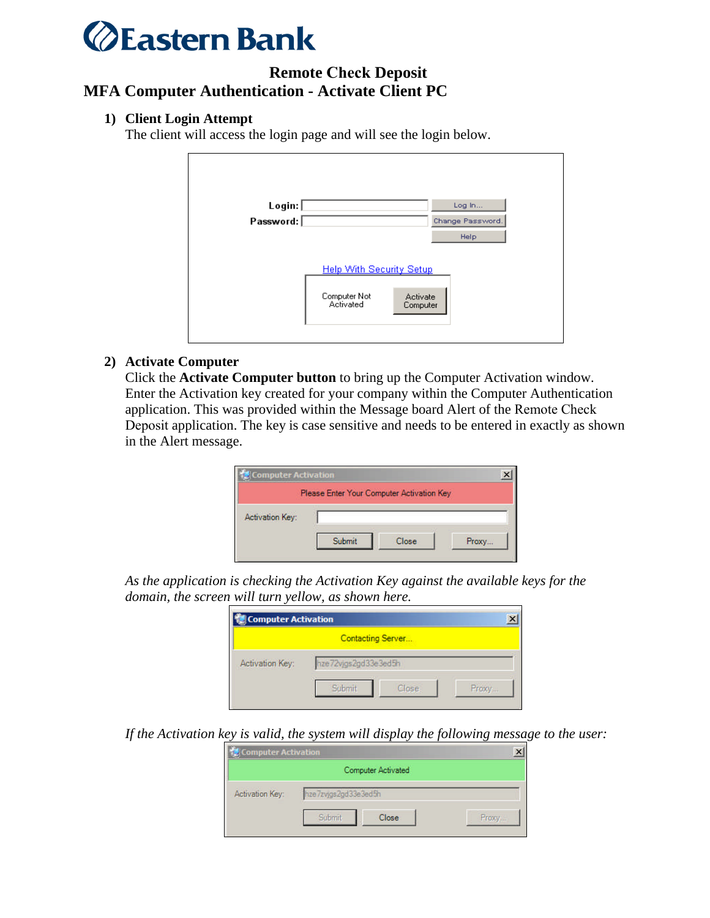# Eastern Bank

## Remote Check Deposit
## MFA Computer Authentication - Activate Client PC

1) **Client Login Attempt**
   The client will access the login page and will see the login below.

2) **Activate Computer**
   Click the **Activate Computer button** to bring up the Computer Activation window. Enter the Activation key created for your company within the Computer Authentication application. This was provided within the Message board Alert of the Remote Check Deposit application. The key is case sensitive and needs to be entered in exactly as shown in the Alert message.

   *As the application is checking the Activation Key against the available keys for the domain, the screen will turn yellow, as shown here.*

   *If the Activation key is valid, the system will display the following message to the user:*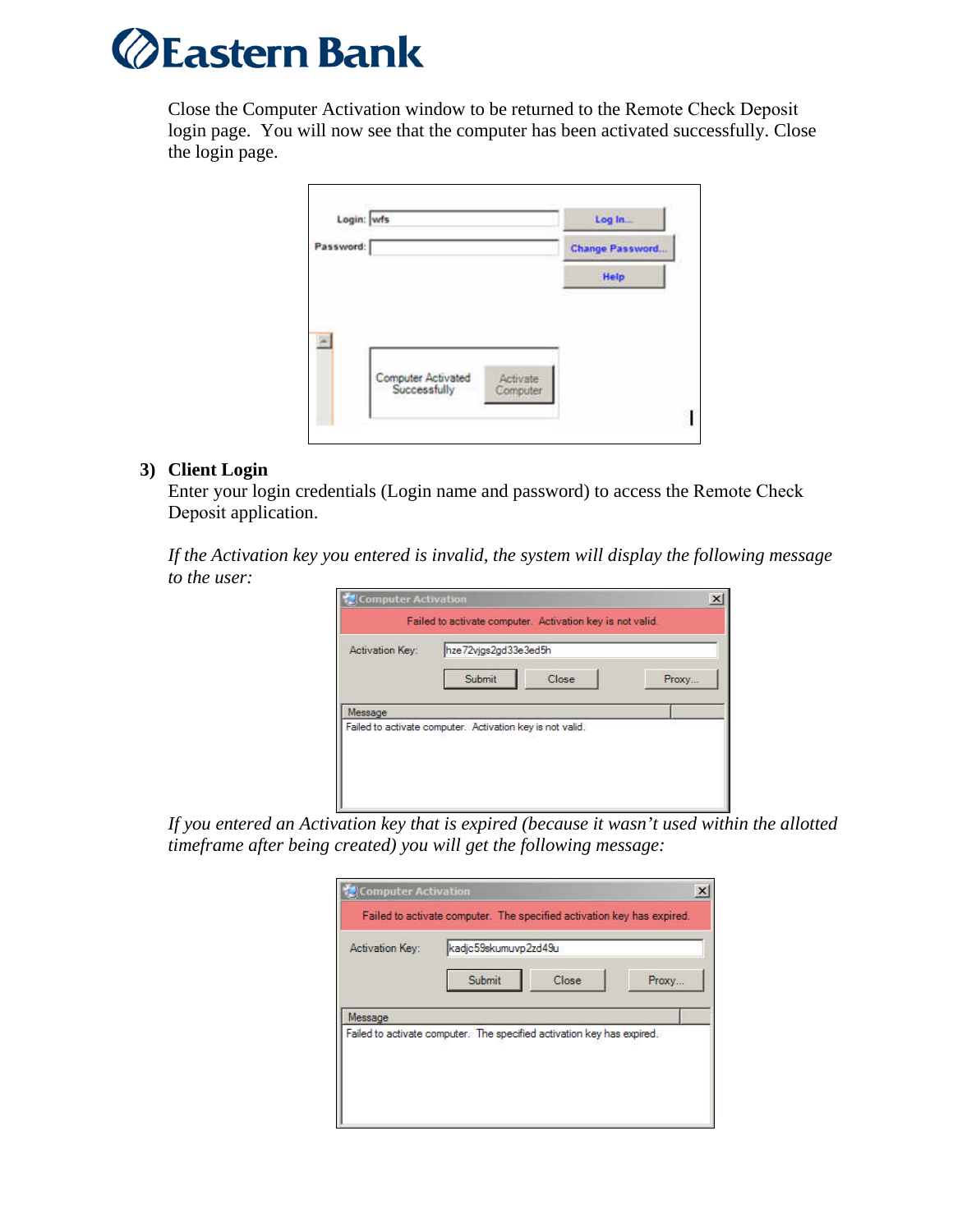Close the Computer Activation window to be returned to the Remote Check Deposit login page. You will now see that the computer has been activated successfully. Close the login page.

**3) Client Login**

Enter your login credentials (Login name and password) to access the Remote Check Deposit application.

*If the Activation key you entered is invalid, the system will display the following message to the user:*

*If you entered an Activation key that is expired (because it wasn't used within the allotted timeframe after being created) you will get the following message:*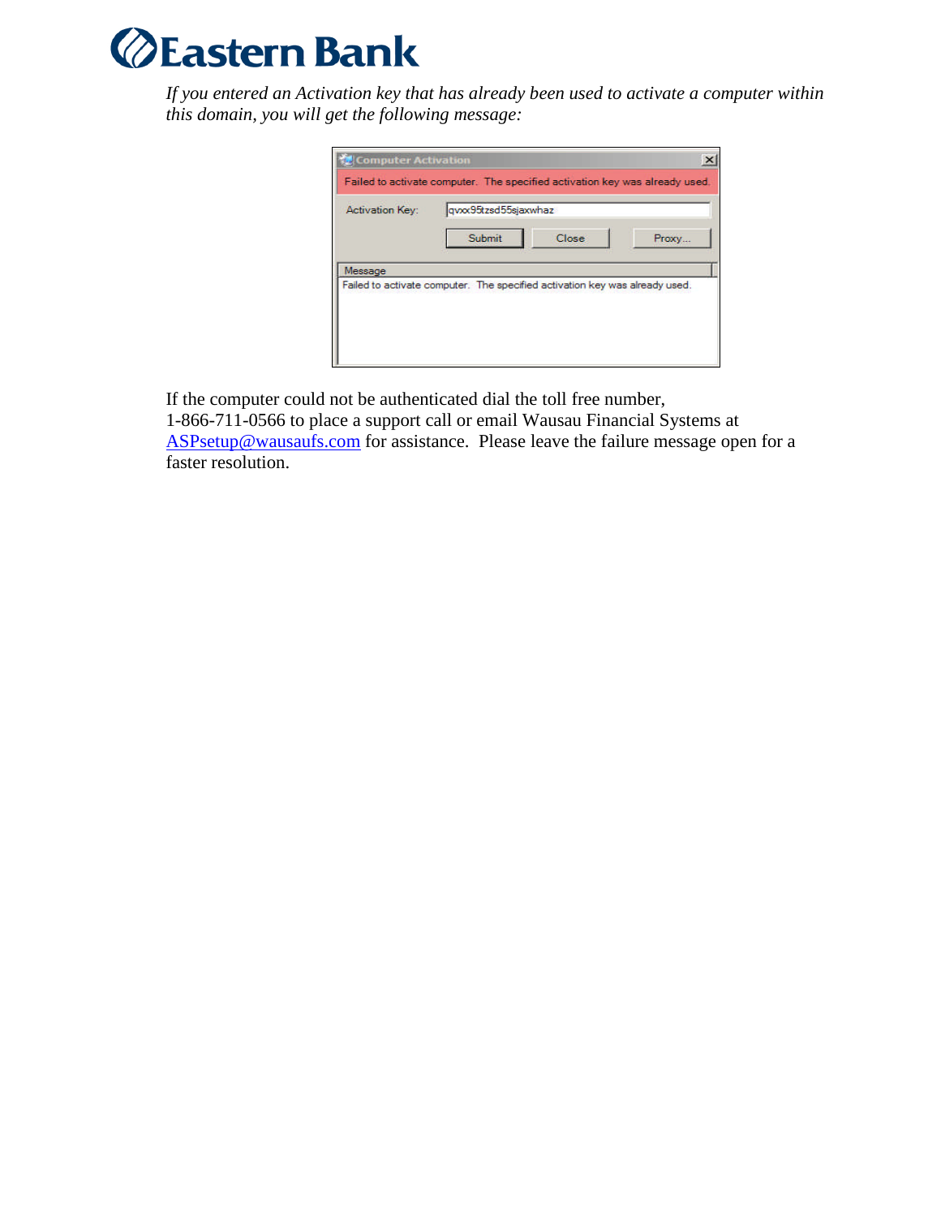*If you entered an Activation key that has already been used to activate a computer within this domain, you will get the following message:*

Computer Activation

Failed to activate computer. The specified activation key was already used.

Activation Key: qvxx95tzsd55sjaxwhaz

Submit Close Proxy...

Message

Failed to activate computer. The specified activation key was already used.

If the computer could not be authenticated dial the toll free number, 1-866-711-0566 to place a support call or email Wausau Financial Systems at ASPsetup@wausaufs.com for assistance. Please leave the failure message open for a faster resolution.